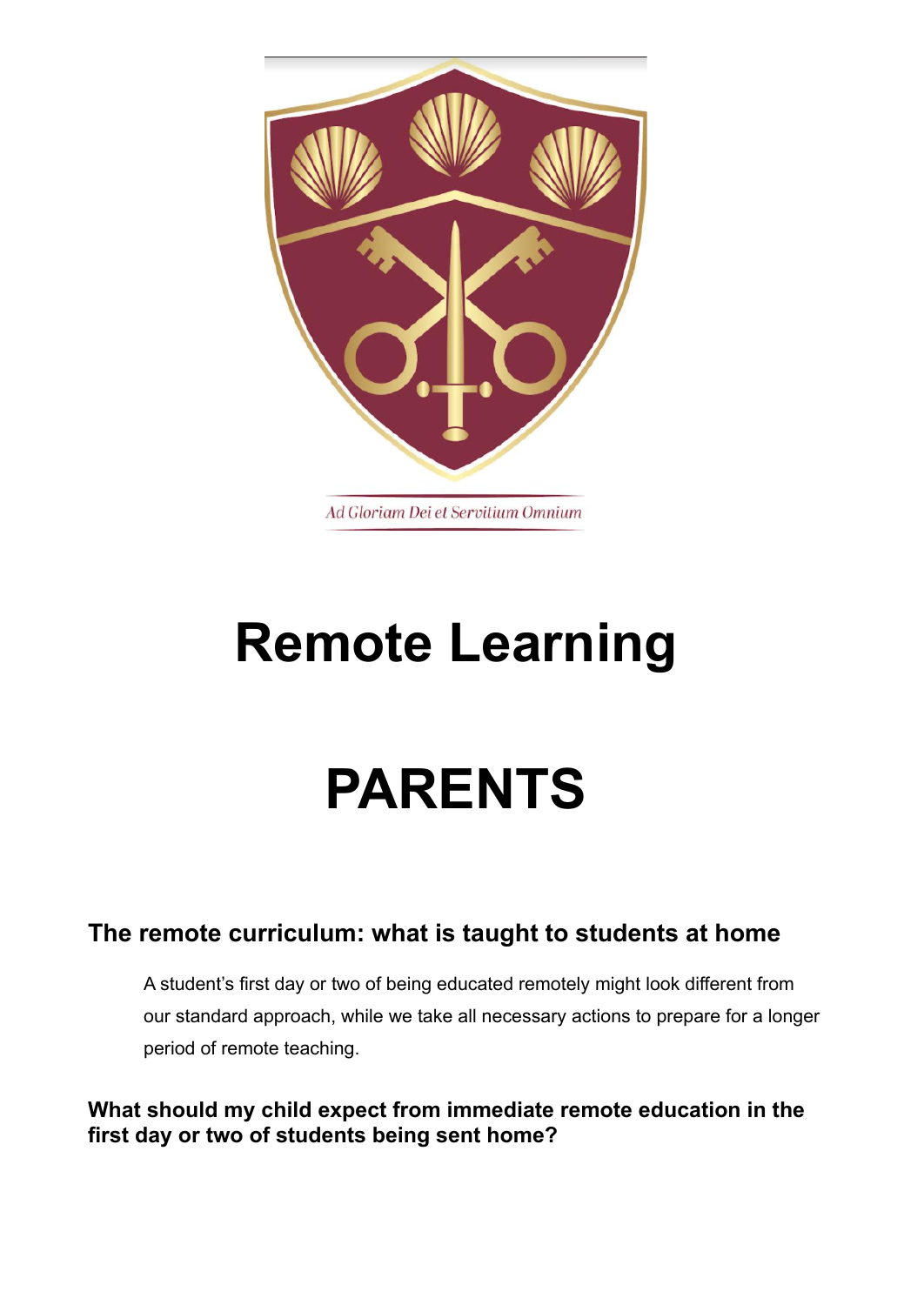Ad Gloriam Dei et Servitium Omnium

# Remote Learning

# PARENTS

## The remote curriculum: what is taught to students at home

A student's first day or two of being educated remotely might look different from our standard approach, while we take all necessary actions to prepare for a longer period of remote teaching.

### What should my child expect from immediate remote education in the first day or two of students being sent home?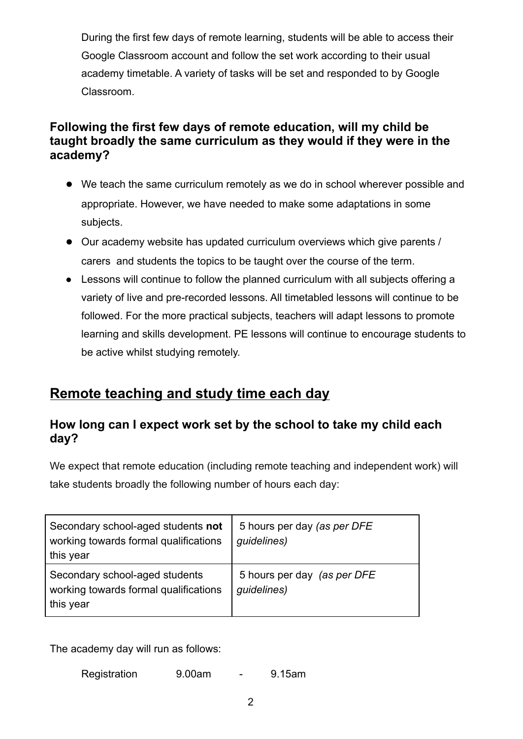During the first few days of remote learning, students will be able to access their Google Classroom account and follow the set work according to their usual academy timetable. A variety of tasks will be set and responded to by Google Classroom.

### Following the first few days of remote education, will my child be taught broadly the same curriculum as they would if they were in the academy?

- We teach the same curriculum remotely as we do in school wherever possible and appropriate. However, we have needed to make some adaptations in some subjects.
- Our academy website has updated curriculum overviews which give parents / carers and students the topics to be taught over the course of the term.
- Lessons will continue to follow the planned curriculum with all subjects offering a variety of live and pre-recorded lessons. All timetabled lessons will continue to be followed. For the more practical subjects, teachers will adapt lessons to promote learning and skills development. PE lessons will continue to encourage students to be active whilst studying remotely.

## Remote teaching and study time each day

### How long can I expect work set by the school to take my child each day?

We expect that remote education (including remote teaching and independent work) will take students broadly the following number of hours each day:

| Secondary school-aged students **not** working towards formal qualifications this year | 5 hours per day *(as per DFE guidelines)* |
|---|---|
| Secondary school-aged students working towards formal qualifications this year | 5 hours per day *(as per DFE guidelines)* |

The academy day will run as follows:

Registration 9.00am - 9.15am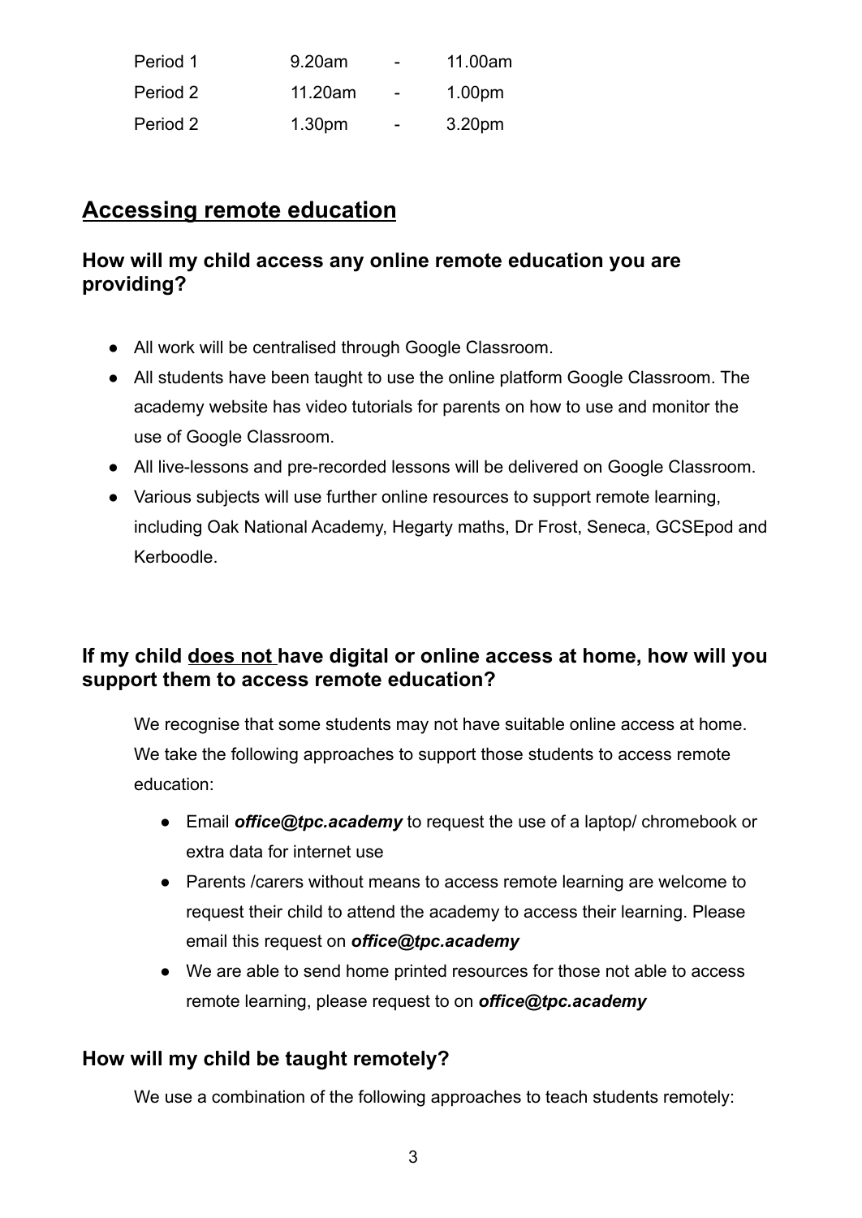| Period 1 | 9.20am | - | 11.00am |
|---|---|---|---|
| Period 2 | 11.20am | - | 1.00pm |
| Period 2 | 1.30pm | - | 3.20pm |

## Accessing remote education

### How will my child access any online remote education you are providing?

- All work will be centralised through Google Classroom.
- All students have been taught to use the online platform Google Classroom. The academy website has video tutorials for parents on how to use and monitor the use of Google Classroom.
- All live-lessons and pre-recorded lessons will be delivered on Google Classroom.
- Various subjects will use further online resources to support remote learning, including Oak National Academy, Hegarty maths, Dr Frost, Seneca, GCSEpod and Kerboodle.

### If my child does not have digital or online access at home, how will you support them to access remote education?

We recognise that some students may not have suitable online access at home. We take the following approaches to support those students to access remote education:

- Email ***office@tpc.academy*** to request the use of a laptop/ chromebook or extra data for internet use
- Parents /carers without means to access remote learning are welcome to request their child to attend the academy to access their learning. Please email this request on ***office@tpc.academy***
- We are able to send home printed resources for those not able to access remote learning, please request to on ***office@tpc.academy***

### How will my child be taught remotely?

We use a combination of the following approaches to teach students remotely: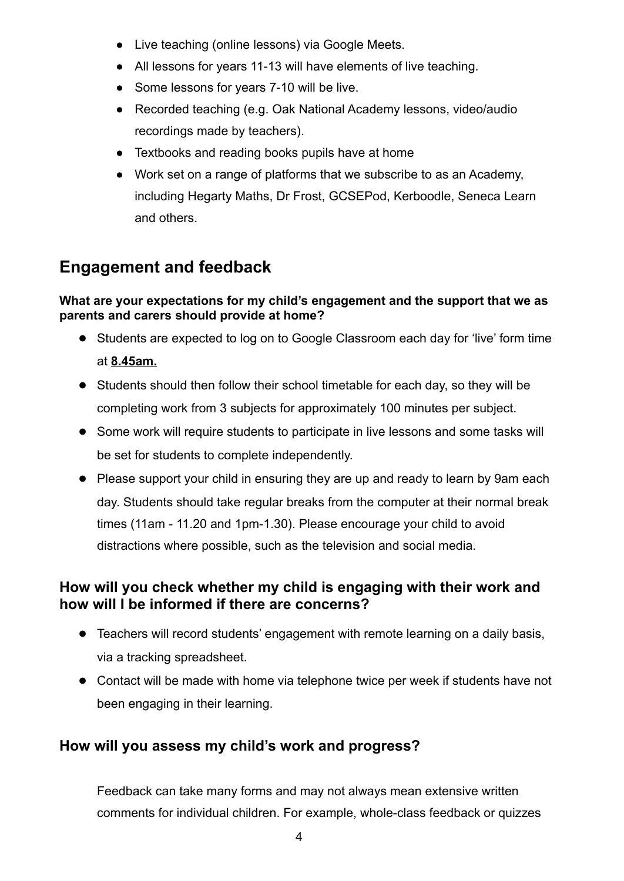- Live teaching (online lessons) via Google Meets.
- All lessons for years 11-13 will have elements of live teaching.
- Some lessons for years 7-10 will be live.
- Recorded teaching (e.g. Oak National Academy lessons, video/audio recordings made by teachers).
- Textbooks and reading books pupils have at home
- Work set on a range of platforms that we subscribe to as an Academy, including Hegarty Maths, Dr Frost, GCSEPod, Kerboodle, Seneca Learn and others.

## Engagement and feedback

**What are your expectations for my child's engagement and the support that we as parents and carers should provide at home?**

- Students are expected to log on to Google Classroom each day for 'live' form time at **8.45am.**
- Students should then follow their school timetable for each day, so they will be completing work from 3 subjects for approximately 100 minutes per subject.
- Some work will require students to participate in live lessons and some tasks will be set for students to complete independently.
- Please support your child in ensuring they are up and ready to learn by 9am each day. Students should take regular breaks from the computer at their normal break times (11am - 11.20 and 1pm-1.30). Please encourage your child to avoid distractions where possible, such as the television and social media.

### How will you check whether my child is engaging with their work and how will I be informed if there are concerns?

- Teachers will record students' engagement with remote learning on a daily basis, via a tracking spreadsheet.
- Contact will be made with home via telephone twice per week if students have not been engaging in their learning.

### How will you assess my child's work and progress?

Feedback can take many forms and may not always mean extensive written comments for individual children. For example, whole-class feedback or quizzes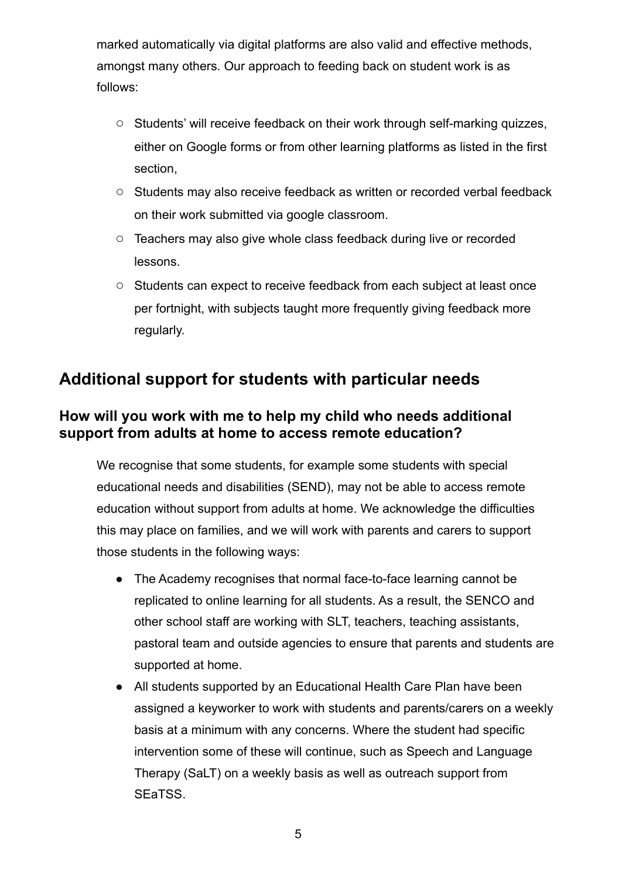marked automatically via digital platforms are also valid and effective methods, amongst many others. Our approach to feeding back on student work is as follows:

- Students' will receive feedback on their work through self-marking quizzes, either on Google forms or from other learning platforms as listed in the first section,
- Students may also receive feedback as written or recorded verbal feedback on their work submitted via google classroom.
- Teachers may also give whole class feedback during live or recorded lessons.
- Students can expect to receive feedback from each subject at least once per fortnight, with subjects taught more frequently giving feedback more regularly.

## Additional support for students with particular needs

### How will you work with me to help my child who needs additional support from adults at home to access remote education?

We recognise that some students, for example some students with special educational needs and disabilities (SEND), may not be able to access remote education without support from adults at home. We acknowledge the difficulties this may place on families, and we will work with parents and carers to support those students in the following ways:

- The Academy recognises that normal face-to-face learning cannot be replicated to online learning for all students. As a result, the SENCO and other school staff are working with SLT, teachers, teaching assistants, pastoral team and outside agencies to ensure that parents and students are supported at home.
- All students supported by an Educational Health Care Plan have been assigned a keyworker to work with students and parents/carers on a weekly basis at a minimum with any concerns. Where the student had specific intervention some of these will continue, such as Speech and Language Therapy (SaLT) on a weekly basis as well as outreach support from SEaTSS.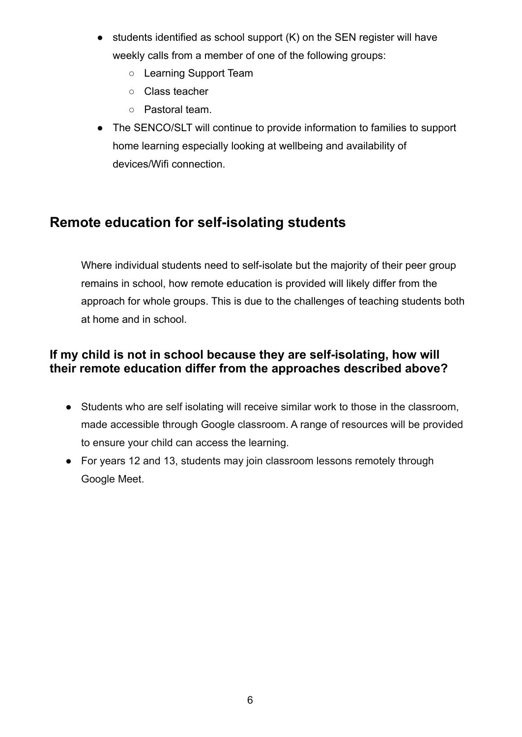- students identified as school support (K) on the SEN register will have weekly calls from a member of one of the following groups:
  - Learning Support Team
  - Class teacher
  - Pastoral team.
- The SENCO/SLT will continue to provide information to families to support home learning especially looking at wellbeing and availability of devices/Wifi connection.

## Remote education for self-isolating students

Where individual students need to self-isolate but the majority of their peer group remains in school, how remote education is provided will likely differ from the approach for whole groups. This is due to the challenges of teaching students both at home and in school.

### If my child is not in school because they are self-isolating, how will their remote education differ from the approaches described above?

- Students who are self isolating will receive similar work to those in the classroom, made accessible through Google classroom. A range of resources will be provided to ensure your child can access the learning.
- For years 12 and 13, students may join classroom lessons remotely through Google Meet.